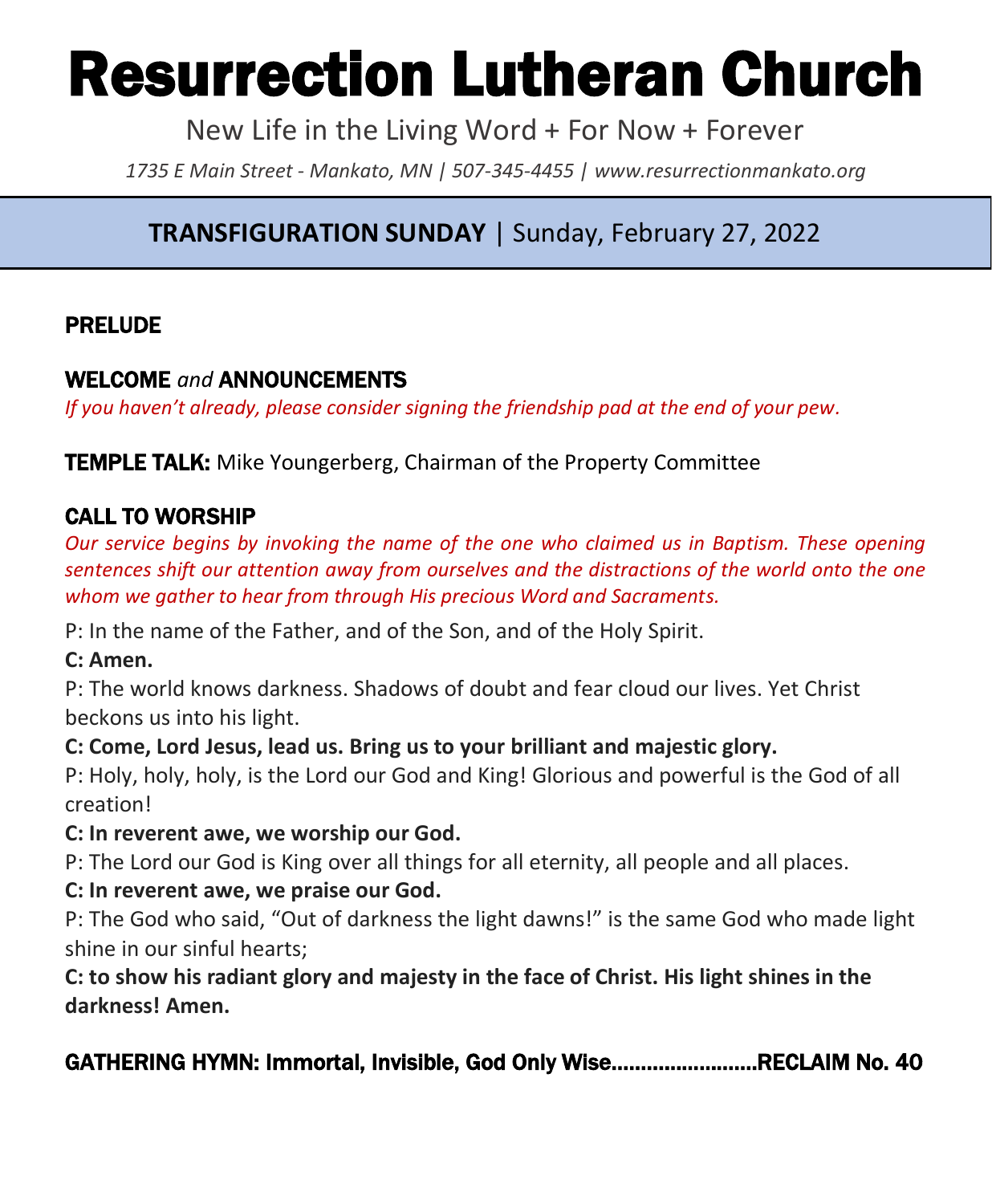# Resurrection Lutheran Church

New Life in the Living Word + For Now + Forever

*1735 E Main Street - Mankato, MN | 507-345-4455 | www.resurrectionmankato.org*

## **TRANSFIGURATION SUNDAY** | Sunday, February 27, 2022

### PRELUDE

### WELCOME *and* ANNOUNCEMENTS

*If you haven't already, please consider signing the friendship pad at the end of your pew.*

**TEMPLE TALK:** Mike Youngerberg, Chairman of the Property Committee

### CALL TO WORSHIP

*Our service begins by invoking the name of the one who claimed us in Baptism. These opening sentences shift our attention away from ourselves and the distractions of the world onto the one whom we gather to hear from through His precious Word and Sacraments.*

P: In the name of the Father, and of the Son, and of the Holy Spirit.

**C: Amen.**

P: The world knows darkness. Shadows of doubt and fear cloud our lives. Yet Christ beckons us into his light.

**C: Come, Lord Jesus, lead us. Bring us to your brilliant and majestic glory.**

P: Holy, holy, holy, is the Lord our God and King! Glorious and powerful is the God of all creation!

**C: In reverent awe, we worship our God.**

P: The Lord our God is King over all things for all eternity, all people and all places.

**C: In reverent awe, we praise our God.**

P: The God who said, "Out of darkness the light dawns!" is the same God who made light shine in our sinful hearts;

**C: to show his radiant glory and majesty in the face of Christ. His light shines in the darkness! Amen.**

### GATHERING HYMN: Immortal, Invisible, God Only Wise.........................RECLAIM No. 40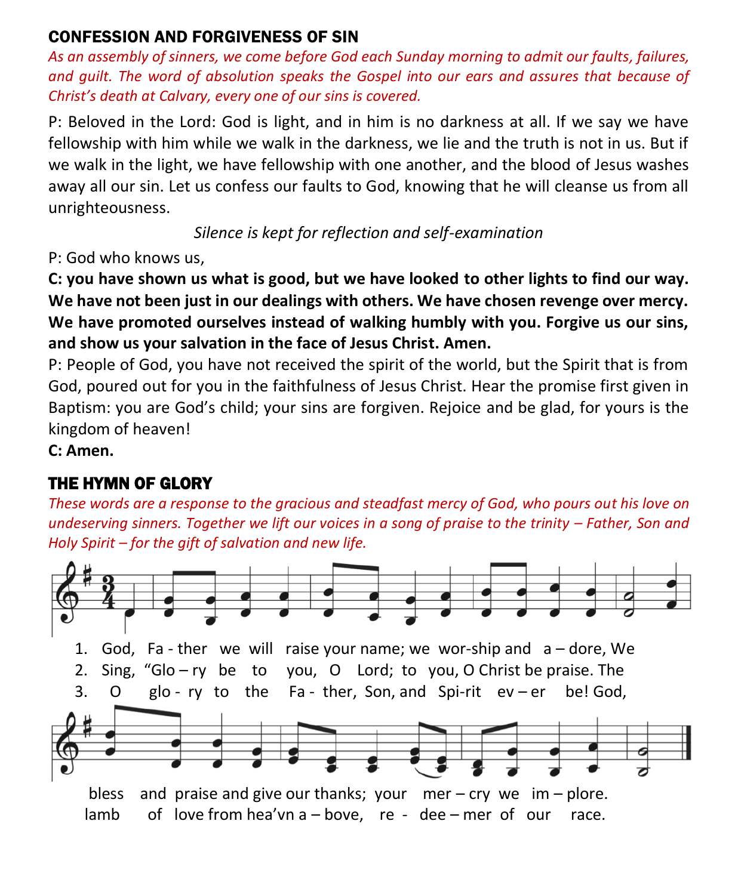## CONFESSION AND FORGIVENESS OF SIN

*As an assembly of sinners, we come before God each Sunday morning to admit our faults, failures, and guilt. The word of absolution speaks the Gospel into our ears and assures that because of Christ's death at Calvary, every one of our sins is covered.*

P: Beloved in the Lord: God is light, and in him is no darkness at all. If we say we have fellowship with him while we walk in the darkness, we lie and the truth is not in us. But if we walk in the light, we have fellowship with one another, and the blood of Jesus washes away all our sin. Let us confess our faults to God, knowing that he will cleanse us from all unrighteousness.

*Silence is kept for reflection and self-examination*

P: God who knows us,

**C: you have shown us what is good, but we have looked to other lights to find our way. We have not been just in our dealings with others. We have chosen revenge over mercy. We have promoted ourselves instead of walking humbly with you. Forgive us our sins, and show us your salvation in the face of Jesus Christ. Amen.**

P: People of God, you have not received the spirit of the world, but the Spirit that is from God, poured out for you in the faithfulness of Jesus Christ. Hear the promise first given in Baptism: you are God's child; your sins are forgiven. Rejoice and be glad, for yours is the kingdom of heaven!

**C: Amen.**

## THE HYMN OF GLORY

*These words are a response to the gracious and steadfast mercy of God, who pours out his love on undeserving sinners. Together we lift our voices in a song of praise to the trinity – Father, Son and Holy Spirit – for the gift of salvation and new life.*

1. God, Fa - ther we will raise your name; we wor-ship and a – dore, We bless and praise and give our thanks; your mer – cry we im – plore.
2. Sing, "Glo – ry be to you, O Lord; to you, O Christ be praise. The lamb of love from hea'vn a – bove, re - dee – mer of our race.
3. O glo - ry to the Fa - ther, Son, and Spi-rit ev – er be! God,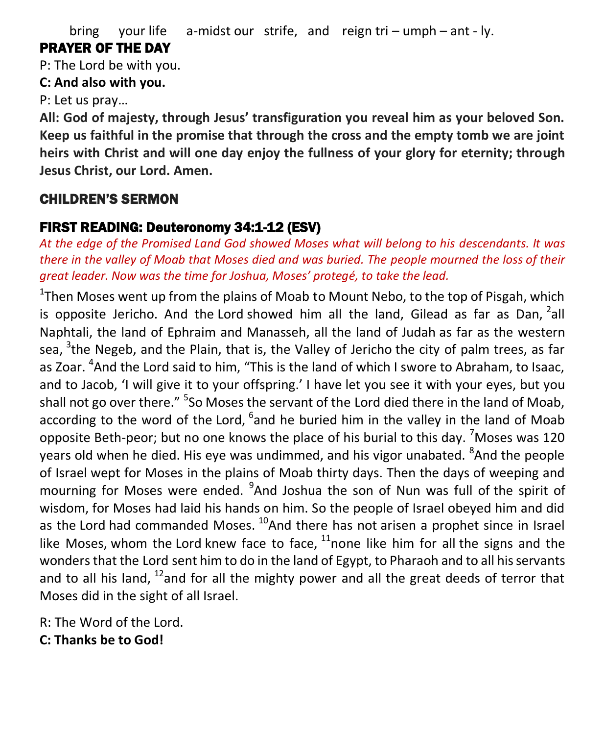bring your life a-midst our strife, and reign tri – umph – ant - ly.

## PRAYER OF THE DAY

P: The Lord be with you.

**C: And also with you.**

P: Let us pray…

**All: God of majesty, through Jesus' transfiguration you reveal him as your beloved Son. Keep us faithful in the promise that through the cross and the empty tomb we are joint heirs with Christ and will one day enjoy the fullness of your glory for eternity; through Jesus Christ, our Lord. Amen.**

## CHILDREN'S SERMON

## FIRST READING: Deuteronomy 34:1-12 (ESV)

*At the edge of the Promised Land God showed Moses what will belong to his descendants. It was there in the valley of Moab that Moses died and was buried. The people mourned the loss of their great leader. Now was the time for Joshua, Moses' protegé, to take the lead.*

[1]Then Moses went up from the plains of Moab to Mount Nebo, to the top of Pisgah, which is opposite Jericho. And the Lord showed him all the land, Gilead as far as Dan, [2]all Naphtali, the land of Ephraim and Manasseh, all the land of Judah as far as the western sea, [3]the Negeb, and the Plain, that is, the Valley of Jericho the city of palm trees, as far as Zoar. [4]And the Lord said to him, "This is the land of which I swore to Abraham, to Isaac, and to Jacob, 'I will give it to your offspring.' I have let you see it with your eyes, but you shall not go over there." [5]So Moses the servant of the Lord died there in the land of Moab, according to the word of the Lord, [6]and he buried him in the valley in the land of Moab opposite Beth-peor; but no one knows the place of his burial to this day. [7]Moses was 120 years old when he died. His eye was undimmed, and his vigor unabated. [8]And the people of Israel wept for Moses in the plains of Moab thirty days. Then the days of weeping and mourning for Moses were ended. [9]And Joshua the son of Nun was full of the spirit of wisdom, for Moses had laid his hands on him. So the people of Israel obeyed him and did as the Lord had commanded Moses. [10]And there has not arisen a prophet since in Israel like Moses, whom the Lord knew face to face, [11]none like him for all the signs and the wonders that the Lord sent him to do in the land of Egypt, to Pharaoh and to all his servants and to all his land, [12]and for all the mighty power and all the great deeds of terror that Moses did in the sight of all Israel.

R: The Word of the Lord.

**C: Thanks be to God!**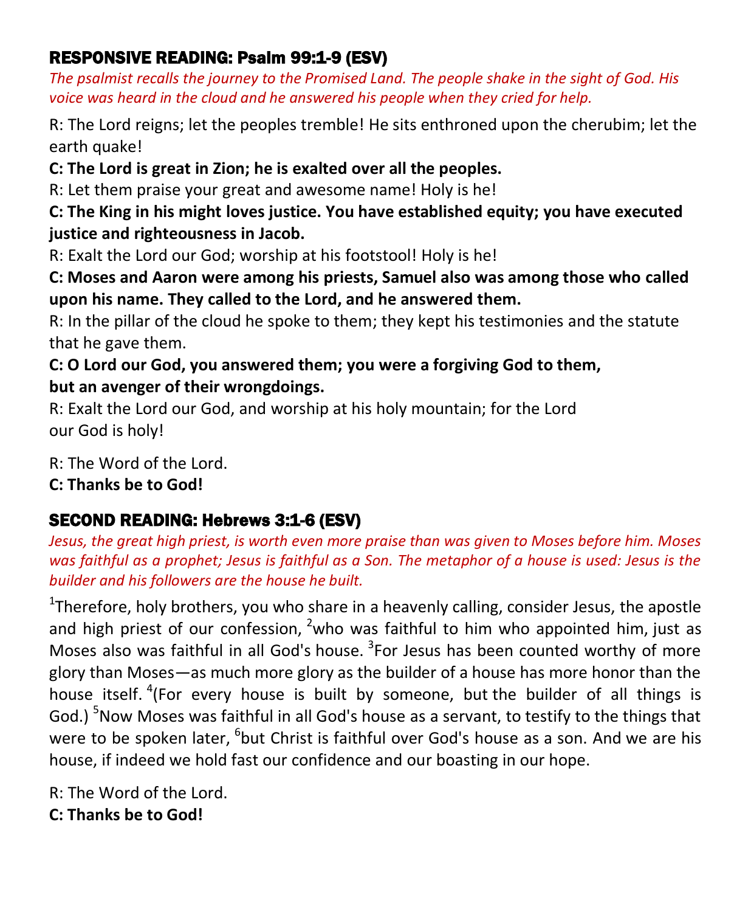## RESPONSIVE READING: Psalm 99:1-9 (ESV)

*The psalmist recalls the journey to the Promised Land. The people shake in the sight of God. His voice was heard in the cloud and he answered his people when they cried for help.*

R: The Lord reigns; let the peoples tremble! He sits enthroned upon the cherubim; let the earth quake!

**C: The Lord is great in Zion; he is exalted over all the peoples.**

R: Let them praise your great and awesome name! Holy is he!

**C: The King in his might loves justice. You have established equity; you have executed justice and righteousness in Jacob.**

R: Exalt the Lord our God; worship at his footstool! Holy is he!

**C: Moses and Aaron were among his priests, Samuel also was among those who called upon his name. They called to the Lord, and he answered them.**

R: In the pillar of the cloud he spoke to them; they kept his testimonies and the statute that he gave them.

**C: O Lord our God, you answered them; you were a forgiving God to them, but an avenger of their wrongdoings.**

R: Exalt the Lord our God, and worship at his holy mountain; for the Lord our God is holy!

R: The Word of the Lord.
**C: Thanks be to God!**

## SECOND READING: Hebrews 3:1-6 (ESV)

*Jesus, the great high priest, is worth even more praise than was given to Moses before him. Moses was faithful as a prophet; Jesus is faithful as a Son. The metaphor of a house is used: Jesus is the builder and his followers are the house he built.*

[1]Therefore, holy brothers, you who share in a heavenly calling, consider Jesus, the apostle and high priest of our confession, [2]who was faithful to him who appointed him, just as Moses also was faithful in all God's house. [3]For Jesus has been counted worthy of more glory than Moses—as much more glory as the builder of a house has more honor than the house itself. [4](For every house is built by someone, but the builder of all things is God.) [5]Now Moses was faithful in all God's house as a servant, to testify to the things that were to be spoken later, [6]but Christ is faithful over God's house as a son. And we are his house, if indeed we hold fast our confidence and our boasting in our hope.

R: The Word of the Lord.
**C: Thanks be to God!**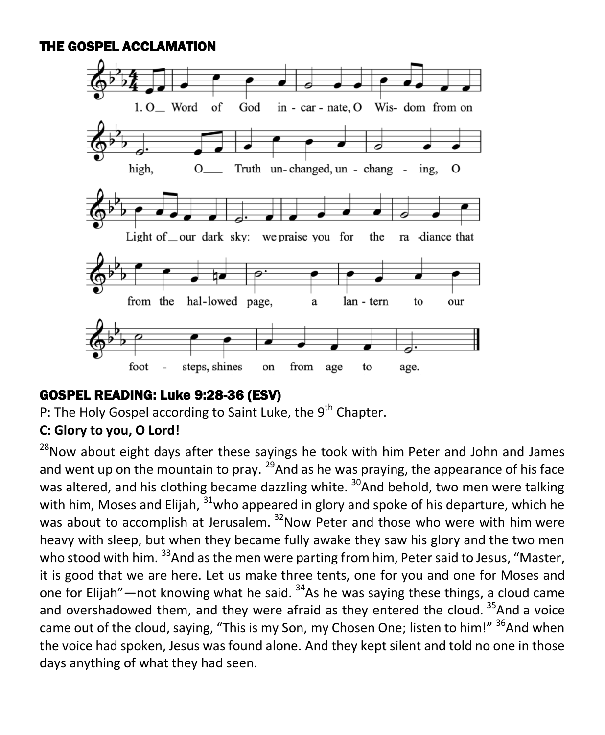## THE GOSPEL ACCLAMATION

1. O Word of God incarnate, O Wisdom from on high, O Truth unchanged, unchanging, O Light of our dark sky: we praise you for the radiance that from the hallowed page, a lantern to our footsteps, shines on from age to age.

## GOSPEL READING: Luke 9:28-36 (ESV)

P: The Holy Gospel according to Saint Luke, the 9th Chapter.

**C: Glory to you, O Lord!**

28 Now about eight days after these sayings he took with him Peter and John and James and went up on the mountain to pray. 29 And as he was praying, the appearance of his face was altered, and his clothing became dazzling white. 30 And behold, two men were talking with him, Moses and Elijah, 31 who appeared in glory and spoke of his departure, which he was about to accomplish at Jerusalem. 32 Now Peter and those who were with him were heavy with sleep, but when they became fully awake they saw his glory and the two men who stood with him. 33 And as the men were parting from him, Peter said to Jesus, "Master, it is good that we are here. Let us make three tents, one for you and one for Moses and one for Elijah"—not knowing what he said. 34 As he was saying these things, a cloud came and overshadowed them, and they were afraid as they entered the cloud. 35 And a voice came out of the cloud, saying, "This is my Son, my Chosen One; listen to him!" 36 And when the voice had spoken, Jesus was found alone. And they kept silent and told no one in those days anything of what they had seen.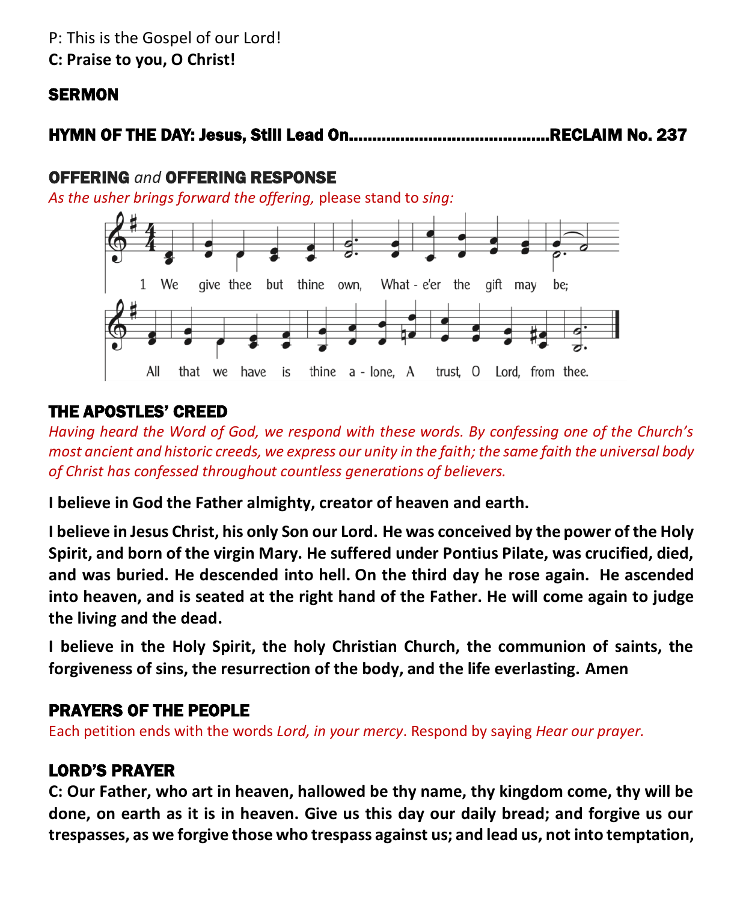P: This is the Gospel of our Lord!
**C: Praise to you, O Christ!**

## SERMON

## HYMN OF THE DAY: Jesus, Still Lead On...........................................RECLAIM No. 237

## OFFERING *and* OFFERING RESPONSE

*As the usher brings forward the offering,* please stand to *sing:*

1 We give thee but thine own, What - e'er the gift may be;
All that we have is thine a - lone, A trust, O Lord, from thee.

## THE APOSTLES' CREED

*Having heard the Word of God, we respond with these words. By confessing one of the Church's most ancient and historic creeds, we express our unity in the faith; the same faith the universal body of Christ has confessed throughout countless generations of believers.*

**I believe in God the Father almighty, creator of heaven and earth.**

**I believe in Jesus Christ, his only Son our Lord. He was conceived by the power of the Holy Spirit, and born of the virgin Mary. He suffered under Pontius Pilate, was crucified, died, and was buried. He descended into hell. On the third day he rose again. He ascended into heaven, and is seated at the right hand of the Father. He will come again to judge the living and the dead.**

**I believe in the Holy Spirit, the holy Christian Church, the communion of saints, the forgiveness of sins, the resurrection of the body, and the life everlasting. Amen**

## PRAYERS OF THE PEOPLE

Each petition ends with the words *Lord, in your mercy*. Respond by saying *Hear our prayer.*

## LORD'S PRAYER

**C: Our Father, who art in heaven, hallowed be thy name, thy kingdom come, thy will be done, on earth as it is in heaven. Give us this day our daily bread; and forgive us our trespasses, as we forgive those who trespass against us; and lead us, not into temptation,**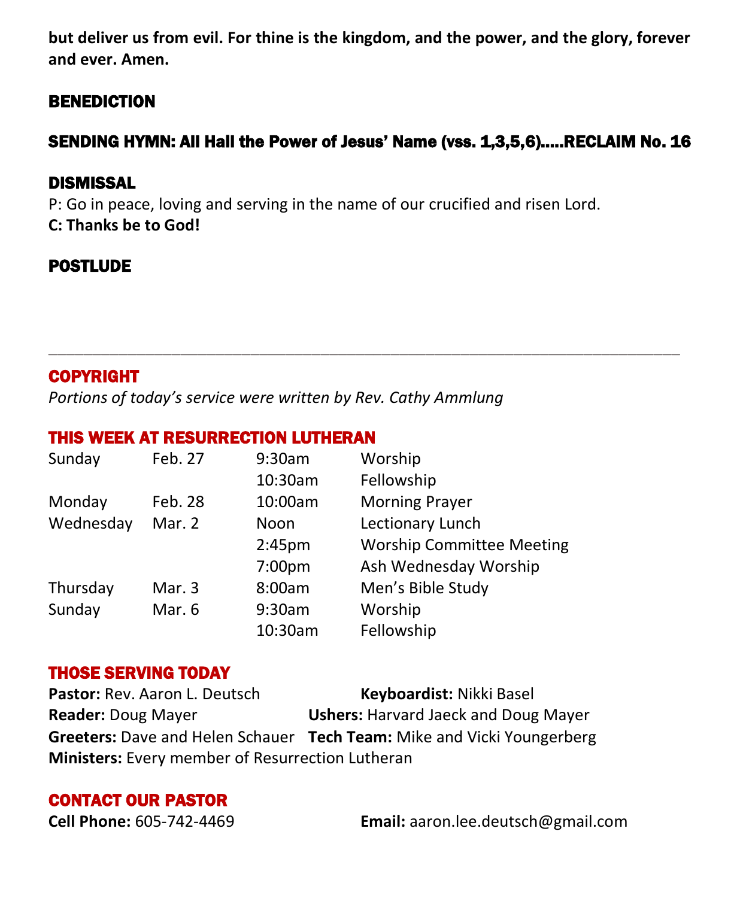**but deliver us from evil. For thine is the kingdom, and the power, and the glory, forever and ever. Amen.**

## BENEDICTION

## SENDING HYMN: All Hail the Power of Jesus' Name (vss. 1,3,5,6).....RECLAIM No. 16

## DISMISSAL

P: Go in peace, loving and serving in the name of our crucified and risen Lord.

**C: Thanks be to God!**

## POSTLUDE

---

## COPYRIGHT

*Portions of today's service were written by Rev. Cathy Ammlung*

## THIS WEEK AT RESURRECTION LUTHERAN

| | | | |
|---|---|---|---|
| Sunday | Feb. 27 | 9:30am | Worship |
| | | 10:30am | Fellowship |
| Monday | Feb. 28 | 10:00am | Morning Prayer |
| Wednesday | Mar. 2 | Noon | Lectionary Lunch |
| | | 2:45pm | Worship Committee Meeting |
| | | 7:00pm | Ash Wednesday Worship |
| Thursday | Mar. 3 | 8:00am | Men's Bible Study |
| Sunday | Mar. 6 | 9:30am | Worship |
| | | 10:30am | Fellowship |

## THOSE SERVING TODAY

**Pastor:** Rev. Aaron L. Deutsch
**Keyboardist:** Nikki Basel
**Reader:** Doug Mayer
**Ushers:** Harvard Jaeck and Doug Mayer
**Greeters:** Dave and Helen Schauer
**Tech Team:** Mike and Vicki Youngerberg
**Ministers:** Every member of Resurrection Lutheran

## CONTACT OUR PASTOR

**Cell Phone:** 605-742-4469
**Email:** aaron.lee.deutsch@gmail.com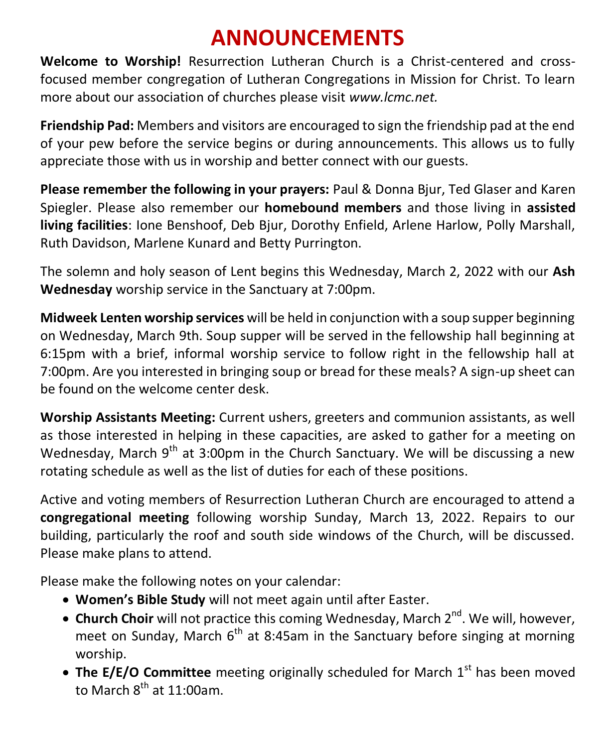# ANNOUNCEMENTS

**Welcome to Worship!** Resurrection Lutheran Church is a Christ-centered and cross-focused member congregation of Lutheran Congregations in Mission for Christ. To learn more about our association of churches please visit *www.lcmc.net.*

**Friendship Pad:** Members and visitors are encouraged to sign the friendship pad at the end of your pew before the service begins or during announcements. This allows us to fully appreciate those with us in worship and better connect with our guests.

**Please remember the following in your prayers:** Paul & Donna Bjur, Ted Glaser and Karen Spiegler. Please also remember our **homebound members** and those living in **assisted living facilities**: Ione Benshoof, Deb Bjur, Dorothy Enfield, Arlene Harlow, Polly Marshall, Ruth Davidson, Marlene Kunard and Betty Purrington.

The solemn and holy season of Lent begins this Wednesday, March 2, 2022 with our **Ash Wednesday** worship service in the Sanctuary at 7:00pm.

**Midweek Lenten worship services** will be held in conjunction with a soup supper beginning on Wednesday, March 9th. Soup supper will be served in the fellowship hall beginning at 6:15pm with a brief, informal worship service to follow right in the fellowship hall at 7:00pm. Are you interested in bringing soup or bread for these meals? A sign-up sheet can be found on the welcome center desk.

**Worship Assistants Meeting:** Current ushers, greeters and communion assistants, as well as those interested in helping in these capacities, are asked to gather for a meeting on Wednesday, March 9th at 3:00pm in the Church Sanctuary. We will be discussing a new rotating schedule as well as the list of duties for each of these positions.

Active and voting members of Resurrection Lutheran Church are encouraged to attend a **congregational meeting** following worship Sunday, March 13, 2022. Repairs to our building, particularly the roof and south side windows of the Church, will be discussed. Please make plans to attend.

Please make the following notes on your calendar:

- **Women's Bible Study** will not meet again until after Easter.
- **Church Choir** will not practice this coming Wednesday, March 2nd. We will, however, meet on Sunday, March 6th at 8:45am in the Sanctuary before singing at morning worship.
- **The E/E/O Committee** meeting originally scheduled for March 1st has been moved to March 8th at 11:00am.